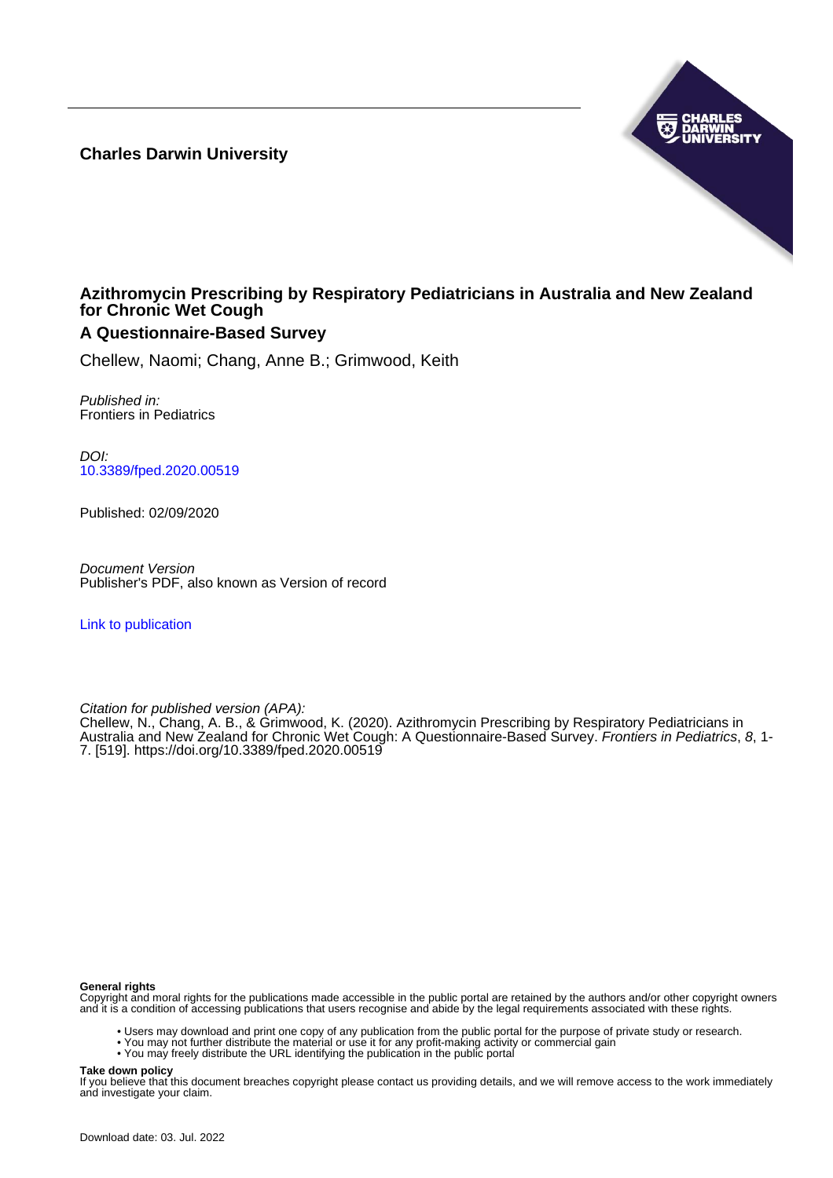**Charles Darwin University**

# Azithromycin Prescribing by Respiratory Pediatricians in Australia and New Zealand for Chronic Wet Cough

## A Questionnaire-Based Survey

Chellew, Naomi; Chang, Anne B.; Grimwood, Keith

*Published in:*
Frontiers in Pediatrics

*DOI:*
10.3389/fped.2020.00519

Published: 02/09/2020

*Document Version*
Publisher's PDF, also known as Version of record

Link to publication

*Citation for published version (APA):*
Chellew, N., Chang, A. B., & Grimwood, K. (2020). Azithromycin Prescribing by Respiratory Pediatricians in Australia and New Zealand for Chronic Wet Cough: A Questionnaire-Based Survey. *Frontiers in Pediatrics*, *8*, 1-7. [519]. https://doi.org/10.3389/fped.2020.00519

**General rights**
Copyright and moral rights for the publications made accessible in the public portal are retained by the authors and/or other copyright owners and it is a condition of accessing publications that users recognise and abide by the legal requirements associated with these rights.

- Users may download and print one copy of any publication from the public portal for the purpose of private study or research.
- You may not further distribute the material or use it for any profit-making activity or commercial gain
- You may freely distribute the URL identifying the publication in the public portal

**Take down policy**
If you believe that this document breaches copyright please contact us providing details, and we will remove access to the work immediately and investigate your claim.

Download date: 03. Jul. 2022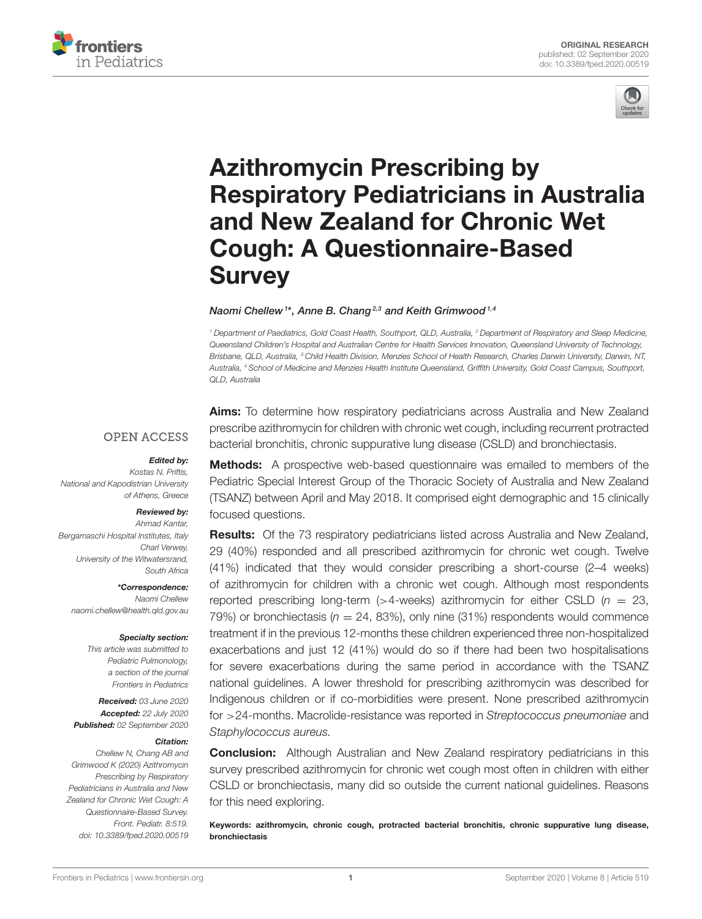# Azithromycin Prescribing by Respiratory Pediatricians in Australia and New Zealand for Chronic Wet Cough: A Questionnaire-Based Survey

*Naomi Chellew[1]*, Anne B. Chang[2,3] and Keith Grimwood[1,4]*

[1] Department of Paediatrics, Gold Coast Health, Southport, QLD, Australia, [2] Department of Respiratory and Sleep Medicine, Queensland Children's Hospital and Australian Centre for Health Services Innovation, Queensland University of Technology, Brisbane, QLD, Australia, [3] Child Health Division, Menzies School of Health Research, Charles Darwin University, Darwin, NT, Australia, [4] School of Medicine and Menzies Health Institute Queensland, Griffith University, Gold Coast Campus, Southport, QLD, Australia

OPEN ACCESS

***Edited by:***
Kostas N. Priftis,
National and Kapodistrian University of Athens, Greece

***Reviewed by:***
Ahmad Kantar,
Bergamaschi Hospital Institutes, Italy
Charl Verwey,
University of the Witwatersrand, South Africa

***\*Correspondence:***
Naomi Chellew
naomi.chellew@health.qld.gov.au

***Specialty section:***
This article was submitted to Pediatric Pulmonology, a section of the journal Frontiers in Pediatrics

***Received:*** 03 June 2020
***Accepted:*** 22 July 2020
***Published:*** 02 September 2020

***Citation:***
Chellew N, Chang AB and Grimwood K (2020) Azithromycin Prescribing by Respiratory Pediatricians in Australia and New Zealand for Chronic Wet Cough: A Questionnaire-Based Survey. Front. Pediatr. 8:519. doi: 10.3389/fped.2020.00519

**Aims:** To determine how respiratory pediatricians across Australia and New Zealand prescribe azithromycin for children with chronic wet cough, including recurrent protracted bacterial bronchitis, chronic suppurative lung disease (CSLD) and bronchiectasis.

**Methods:** A prospective web-based questionnaire was emailed to members of the Pediatric Special Interest Group of the Thoracic Society of Australia and New Zealand (TSANZ) between April and May 2018. It comprised eight demographic and 15 clinically focused questions.

**Results:** Of the 73 respiratory pediatricians listed across Australia and New Zealand, 29 (40%) responded and all prescribed azithromycin for chronic wet cough. Twelve (41%) indicated that they would consider prescribing a short-course (2–4 weeks) of azithromycin for children with a chronic wet cough. Although most respondents reported prescribing long-term (>4-weeks) azithromycin for either CSLD ($n = 23$, 79%) or bronchiectasis ($n = 24$, 83%), only nine (31%) respondents would commence treatment if in the previous 12-months these children experienced three non-hospitalized exacerbations and just 12 (41%) would do so if there had been two hospitalisations for severe exacerbations during the same period in accordance with the TSANZ national guidelines. A lower threshold for prescribing azithromycin was described for Indigenous children or if co-morbidities were present. None prescribed azithromycin for >24-months. Macrolide-resistance was reported in *Streptococcus pneumoniae* and *Staphylococcus aureus*.

**Conclusion:** Although Australian and New Zealand respiratory pediatricians in this survey prescribed azithromycin for chronic wet cough most often in children with either CSLD or bronchiectasis, many did so outside the current national guidelines. Reasons for this need exploring.

**Keywords: azithromycin, chronic cough, protracted bacterial bronchitis, chronic suppurative lung disease, bronchiectasis**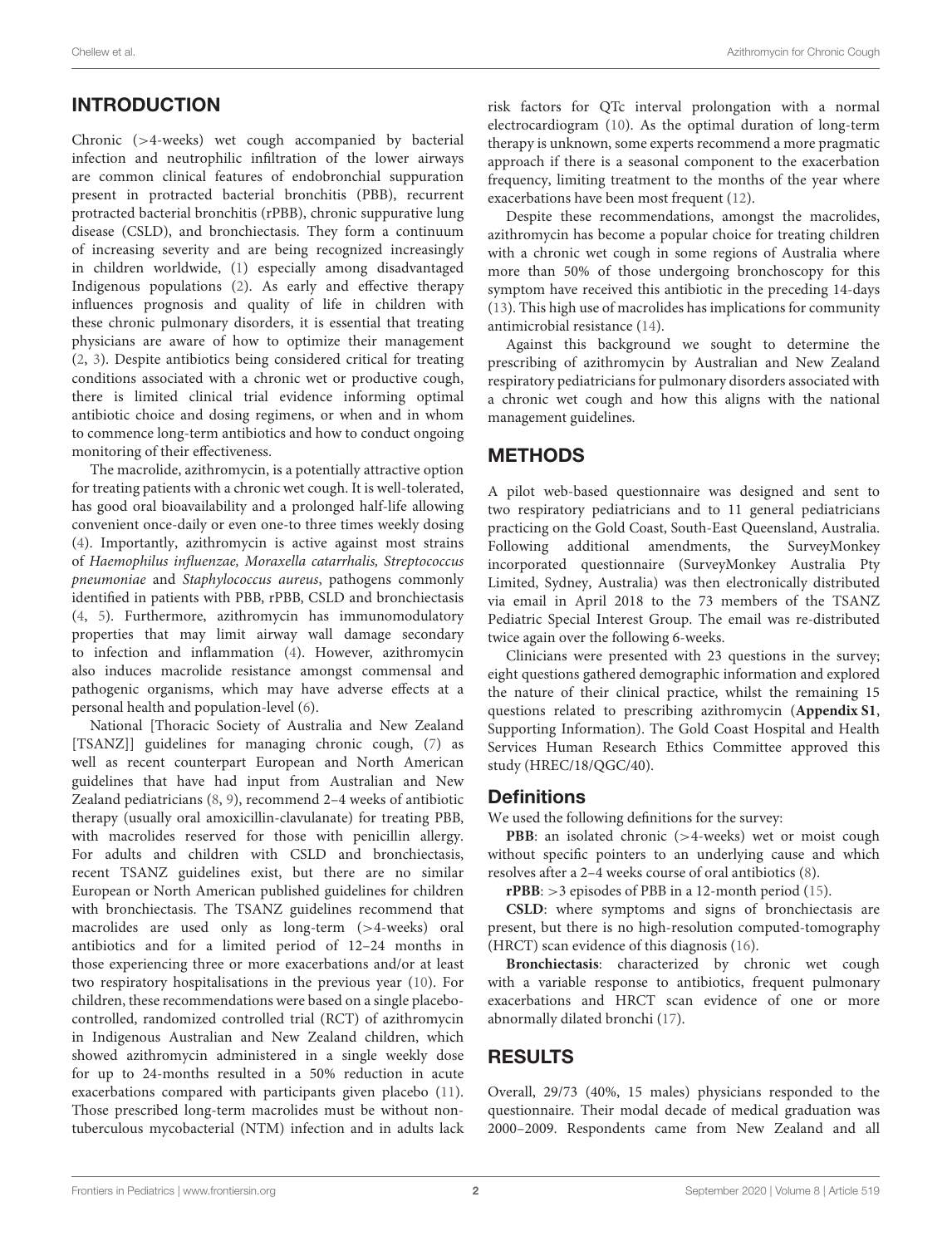## INTRODUCTION

Chronic (>4-weeks) wet cough accompanied by bacterial infection and neutrophilic infiltration of the lower airways are common clinical features of endobronchial suppuration present in protracted bacterial bronchitis (PBB), recurrent protracted bacterial bronchitis (rPBB), chronic suppurative lung disease (CSLD), and bronchiectasis. They form a continuum of increasing severity and are being recognized increasingly in children worldwide, (1) especially among disadvantaged Indigenous populations (2). As early and effective therapy influences prognosis and quality of life in children with these chronic pulmonary disorders, it is essential that treating physicians are aware of how to optimize their management (2, 3). Despite antibiotics being considered critical for treating conditions associated with a chronic wet or productive cough, there is limited clinical trial evidence informing optimal antibiotic choice and dosing regimens, or when and in whom to commence long-term antibiotics and how to conduct ongoing monitoring of their effectiveness.

The macrolide, azithromycin, is a potentially attractive option for treating patients with a chronic wet cough. It is well-tolerated, has good oral bioavailability and a prolonged half-life allowing convenient once-daily or even one-to three times weekly dosing (4). Importantly, azithromycin is active against most strains of *Haemophilus influenzae, Moraxella catarrhalis, Streptococcus pneumoniae* and *Staphylococcus aureus*, pathogens commonly identified in patients with PBB, rPBB, CSLD and bronchiectasis (4, 5). Furthermore, azithromycin has immunomodulatory properties that may limit airway wall damage secondary to infection and inflammation (4). However, azithromycin also induces macrolide resistance amongst commensal and pathogenic organisms, which may have adverse effects at a personal health and population-level (6).

National [Thoracic Society of Australia and New Zealand [TSANZ]] guidelines for managing chronic cough, (7) as well as recent counterpart European and North American guidelines that have had input from Australian and New Zealand pediatricians (8, 9), recommend 2–4 weeks of antibiotic therapy (usually oral amoxicillin-clavulanate) for treating PBB, with macrolides reserved for those with penicillin allergy. For adults and children with CSLD and bronchiectasis, recent TSANZ guidelines exist, but there are no similar European or North American published guidelines for children with bronchiectasis. The TSANZ guidelines recommend that macrolides are used only as long-term (>4-weeks) oral antibiotics and for a limited period of 12–24 months in those experiencing three or more exacerbations and/or at least two respiratory hospitalisations in the previous year (10). For children, these recommendations were based on a single placebo-controlled, randomized controlled trial (RCT) of azithromycin in Indigenous Australian and New Zealand children, which showed azithromycin administered in a single weekly dose for up to 24-months resulted in a 50% reduction in acute exacerbations compared with participants given placebo (11). Those prescribed long-term macrolides must be without non-tuberculous mycobacterial (NTM) infection and in adults lack risk factors for QTc interval prolongation with a normal electrocardiogram (10). As the optimal duration of long-term therapy is unknown, some experts recommend a more pragmatic approach if there is a seasonal component to the exacerbation frequency, limiting treatment to the months of the year where exacerbations have been most frequent (12).

Despite these recommendations, amongst the macrolides, azithromycin has become a popular choice for treating children with a chronic wet cough in some regions of Australia where more than 50% of those undergoing bronchoscopy for this symptom have received this antibiotic in the preceding 14-days (13). This high use of macrolides has implications for community antimicrobial resistance (14).

Against this background we sought to determine the prescribing of azithromycin by Australian and New Zealand respiratory pediatricians for pulmonary disorders associated with a chronic wet cough and how this aligns with the national management guidelines.

## METHODS

A pilot web-based questionnaire was designed and sent to two respiratory pediatricians and to 11 general pediatricians practicing on the Gold Coast, South-East Queensland, Australia. Following additional amendments, the SurveyMonkey incorporated questionnaire (SurveyMonkey Australia Pty Limited, Sydney, Australia) was then electronically distributed via email in April 2018 to the 73 members of the TSANZ Pediatric Special Interest Group. The email was re-distributed twice again over the following 6-weeks.

Clinicians were presented with 23 questions in the survey; eight questions gathered demographic information and explored the nature of their clinical practice, whilst the remaining 15 questions related to prescribing azithromycin (**Appendix S1**, Supporting Information). The Gold Coast Hospital and Health Services Human Research Ethics Committee approved this study (HREC/18/QGC/40).

### Definitions

We used the following definitions for the survey:

**PBB**: an isolated chronic (>4-weeks) wet or moist cough without specific pointers to an underlying cause and which resolves after a 2–4 weeks course of oral antibiotics (8).

**rPBB**: >3 episodes of PBB in a 12-month period (15).

**CSLD**: where symptoms and signs of bronchiectasis are present, but there is no high-resolution computed-tomography (HRCT) scan evidence of this diagnosis (16).

**Bronchiectasis**: characterized by chronic wet cough with a variable response to antibiotics, frequent pulmonary exacerbations and HRCT scan evidence of one or more abnormally dilated bronchi (17).

## RESULTS

Overall, 29/73 (40%, 15 males) physicians responded to the questionnaire. Their modal decade of medical graduation was 2000–2009. Respondents came from New Zealand and all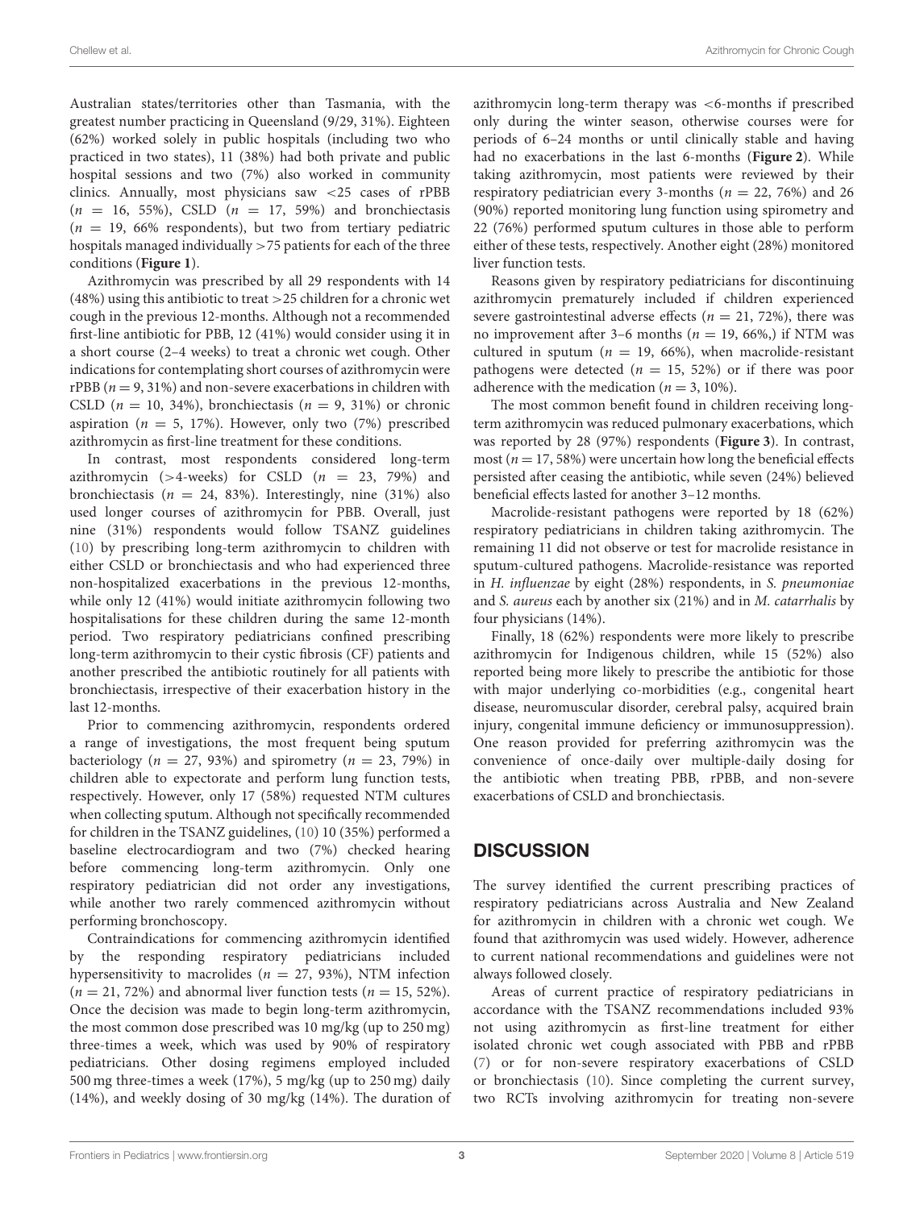Australian states/territories other than Tasmania, with the greatest number practicing in Queensland (9/29, 31%). Eighteen (62%) worked solely in public hospitals (including two who practiced in two states), 11 (38%) had both private and public hospital sessions and two (7%) also worked in community clinics. Annually, most physicians saw <25 cases of rPBB ($n = 16$, 55%), CSLD ($n = 17$, 59%) and bronchiectasis ($n = 19$, 66% respondents), but two from tertiary pediatric hospitals managed individually >75 patients for each of the three conditions (**Figure 1**).

Azithromycin was prescribed by all 29 respondents with 14 (48%) using this antibiotic to treat >25 children for a chronic wet cough in the previous 12-months. Although not a recommended first-line antibiotic for PBB, 12 (41%) would consider using it in a short course (2–4 weeks) to treat a chronic wet cough. Other indications for contemplating short courses of azithromycin were rPBB ($n = 9$, 31%) and non-severe exacerbations in children with CSLD ($n = 10$, 34%), bronchiectasis ($n = 9$, 31%) or chronic aspiration ($n = 5$, 17%). However, only two (7%) prescribed azithromycin as first-line treatment for these conditions.

In contrast, most respondents considered long-term azithromycin (>4-weeks) for CSLD ($n = 23$, 79%) and bronchiectasis ($n = 24$, 83%). Interestingly, nine (31%) also used longer courses of azithromycin for PBB. Overall, just nine (31%) respondents would follow TSANZ guidelines (10) by prescribing long-term azithromycin to children with either CSLD or bronchiectasis and who had experienced three non-hospitalized exacerbations in the previous 12-months, while only 12 (41%) would initiate azithromycin following two hospitalisations for these children during the same 12-month period. Two respiratory pediatricians confined prescribing long-term azithromycin to their cystic fibrosis (CF) patients and another prescribed the antibiotic routinely for all patients with bronchiectasis, irrespective of their exacerbation history in the last 12-months.

Prior to commencing azithromycin, respondents ordered a range of investigations, the most frequent being sputum bacteriology ($n = 27$, 93%) and spirometry ($n = 23$, 79%) in children able to expectorate and perform lung function tests, respectively. However, only 17 (58%) requested NTM cultures when collecting sputum. Although not specifically recommended for children in the TSANZ guidelines, (10) 10 (35%) performed a baseline electrocardiogram and two (7%) checked hearing before commencing long-term azithromycin. Only one respiratory pediatrician did not order any investigations, while another two rarely commenced azithromycin without performing bronchoscopy.

Contraindications for commencing azithromycin identified by the responding respiratory pediatricians included hypersensitivity to macrolides ($n = 27$, 93%), NTM infection ($n = 21$, 72%) and abnormal liver function tests ($n = 15$, 52%). Once the decision was made to begin long-term azithromycin, the most common dose prescribed was 10 mg/kg (up to 250 mg) three-times a week, which was used by 90% of respiratory pediatricians. Other dosing regimens employed included 500 mg three-times a week (17%), 5 mg/kg (up to 250 mg) daily (14%), and weekly dosing of 30 mg/kg (14%). The duration of azithromycin long-term therapy was <6-months if prescribed only during the winter season, otherwise courses were for periods of 6–24 months or until clinically stable and having had no exacerbations in the last 6-months (**Figure 2**). While taking azithromycin, most patients were reviewed by their respiratory pediatrician every 3-months ($n = 22$, 76%) and 26 (90%) reported monitoring lung function using spirometry and 22 (76%) performed sputum cultures in those able to perform either of these tests, respectively. Another eight (28%) monitored liver function tests.

Reasons given by respiratory pediatricians for discontinuing azithromycin prematurely included if children experienced severe gastrointestinal adverse effects ($n = 21$, 72%), there was no improvement after 3–6 months ($n = 19$, 66%,) if NTM was cultured in sputum ($n = 19$, 66%), when macrolide-resistant pathogens were detected ($n = 15$, 52%) or if there was poor adherence with the medication ($n = 3$, 10%).

The most common benefit found in children receiving long-term azithromycin was reduced pulmonary exacerbations, which was reported by 28 (97%) respondents (**Figure 3**). In contrast, most ($n = 17$, 58%) were uncertain how long the beneficial effects persisted after ceasing the antibiotic, while seven (24%) believed beneficial effects lasted for another 3–12 months.

Macrolide-resistant pathogens were reported by 18 (62%) respiratory pediatricians in children taking azithromycin. The remaining 11 did not observe or test for macrolide resistance in sputum-cultured pathogens. Macrolide-resistance was reported in *H. influenzae* by eight (28%) respondents, in *S. pneumoniae* and *S. aureus* each by another six (21%) and in *M. catarrhalis* by four physicians (14%).

Finally, 18 (62%) respondents were more likely to prescribe azithromycin for Indigenous children, while 15 (52%) also reported being more likely to prescribe the antibiotic for those with major underlying co-morbidities (e.g., congenital heart disease, neuromuscular disorder, cerebral palsy, acquired brain injury, congenital immune deficiency or immunosuppression). One reason provided for preferring azithromycin was the convenience of once-daily over multiple-daily dosing for the antibiotic when treating PBB, rPBB, and non-severe exacerbations of CSLD and bronchiectasis.

## DISCUSSION

The survey identified the current prescribing practices of respiratory pediatricians across Australia and New Zealand for azithromycin in children with a chronic wet cough. We found that azithromycin was used widely. However, adherence to current national recommendations and guidelines were not always followed closely.

Areas of current practice of respiratory pediatricians in accordance with the TSANZ recommendations included 93% not using azithromycin as first-line treatment for either isolated chronic wet cough associated with PBB and rPBB (7) or for non-severe respiratory exacerbations of CSLD or bronchiectasis (10). Since completing the current survey, two RCTs involving azithromycin for treating non-severe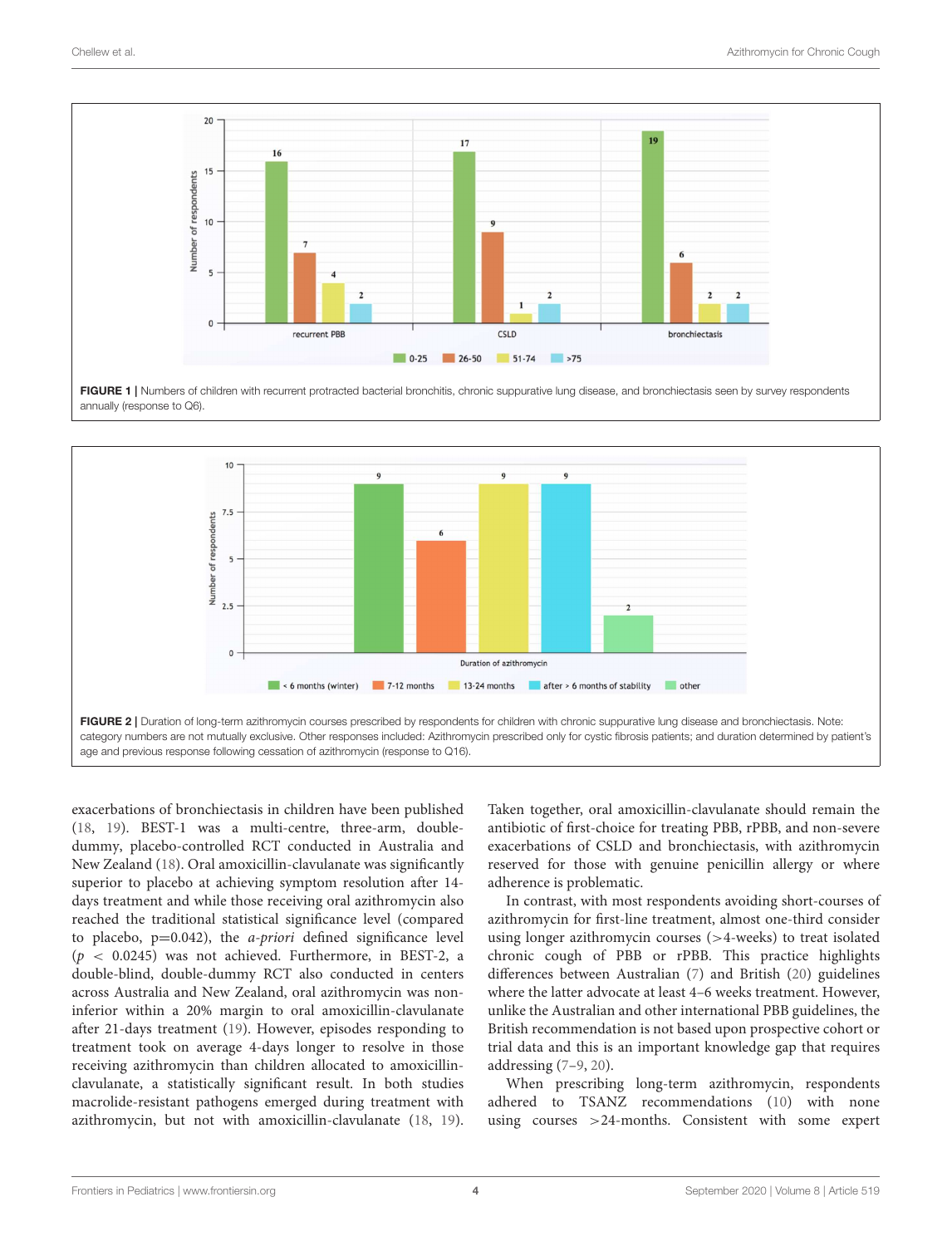FIGURE 1 | Numbers of children with recurrent protracted bacterial bronchitis, chronic suppurative lung disease, and bronchiectasis seen by survey respondents annually (response to Q6).

FIGURE 2 | Duration of long-term azithromycin courses prescribed by respondents for children with chronic suppurative lung disease and bronchiectasis. Note: category numbers are not mutually exclusive. Other responses included: Azithromycin prescribed only for cystic fibrosis patients; and duration determined by patient's age and previous response following cessation of azithromycin (response to Q16).

exacerbations of bronchiectasis in children have been published (18, 19). BEST-1 was a multi-centre, three-arm, double-dummy, placebo-controlled RCT conducted in Australia and New Zealand (18). Oral amoxicillin-clavulanate was significantly superior to placebo at achieving symptom resolution after 14-days treatment and while those receiving oral azithromycin also reached the traditional statistical significance level (compared to placebo, p=0.042), the *a-priori* defined significance level ($p < 0.0245$) was not achieved. Furthermore, in BEST-2, a double-blind, double-dummy RCT also conducted in centers across Australia and New Zealand, oral azithromycin was non-inferior within a 20% margin to oral amoxicillin-clavulanate after 21-days treatment (19). However, episodes responding to treatment took on average 4-days longer to resolve in those receiving azithromycin than children allocated to amoxicillin-clavulanate, a statistically significant result. In both studies macrolide-resistant pathogens emerged during treatment with azithromycin, but not with amoxicillin-clavulanate (18, 19). Taken together, oral amoxicillin-clavulanate should remain the antibiotic of first-choice for treating PBB, rPBB, and non-severe exacerbations of CSLD and bronchiectasis, with azithromycin reserved for those with genuine penicillin allergy or where adherence is problematic.

In contrast, with most respondents avoiding short-courses of azithromycin for first-line treatment, almost one-third consider using longer azithromycin courses (>4-weeks) to treat isolated chronic cough of PBB or rPBB. This practice highlights differences between Australian (7) and British (20) guidelines where the latter advocate at least 4–6 weeks treatment. However, unlike the Australian and other international PBB guidelines, the British recommendation is not based upon prospective cohort or trial data and this is an important knowledge gap that requires addressing (7–9, 20).

When prescribing long-term azithromycin, respondents adhered to TSANZ recommendations (10) with none using courses >24-months. Consistent with some expert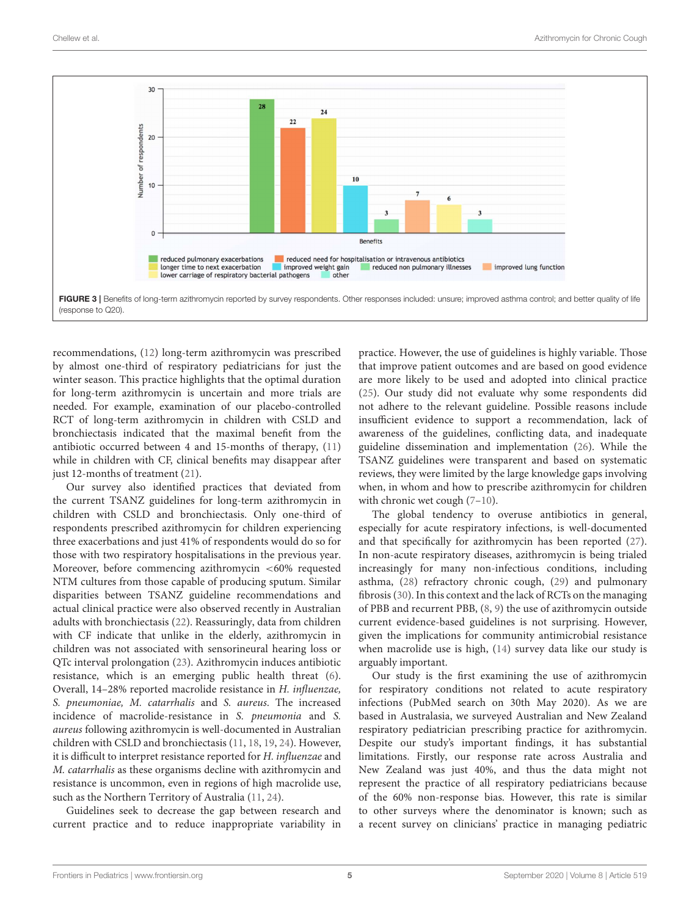FIGURE 3 | Benefits of long-term azithromycin reported by survey respondents. Other responses included: unsure; improved asthma control; and better quality of life (response to Q20).

recommendations, (12) long-term azithromycin was prescribed by almost one-third of respiratory pediatricians for just the winter season. This practice highlights that the optimal duration for long-term azithromycin is uncertain and more trials are needed. For example, examination of our placebo-controlled RCT of long-term azithromycin in children with CSLD and bronchiectasis indicated that the maximal benefit from the antibiotic occurred between 4 and 15-months of therapy, (11) while in children with CF, clinical benefits may disappear after just 12-months of treatment (21).

Our survey also identified practices that deviated from the current TSANZ guidelines for long-term azithromycin in children with CSLD and bronchiectasis. Only one-third of respondents prescribed azithromycin for children experiencing three exacerbations and just 41% of respondents would do so for those with two respiratory hospitalisations in the previous year. Moreover, before commencing azithromycin <60% requested NTM cultures from those capable of producing sputum. Similar disparities between TSANZ guideline recommendations and actual clinical practice were also observed recently in Australian adults with bronchiectasis (22). Reassuringly, data from children with CF indicate that unlike in the elderly, azithromycin in children was not associated with sensorineural hearing loss or QTc interval prolongation (23). Azithromycin induces antibiotic resistance, which is an emerging public health threat (6). Overall, 14–28% reported macrolide resistance in *H. influenzae, S. pneumoniae, M. catarrhalis* and *S. aureus*. The increased incidence of macrolide-resistance in *S. pneumonia* and *S. aureus* following azithromycin is well-documented in Australian children with CSLD and bronchiectasis (11, 18, 19, 24). However, it is difficult to interpret resistance reported for *H. influenzae* and *M. catarrhalis* as these organisms decline with azithromycin and resistance is uncommon, even in regions of high macrolide use, such as the Northern Territory of Australia (11, 24).

Guidelines seek to decrease the gap between research and current practice and to reduce inappropriate variability in practice. However, the use of guidelines is highly variable. Those that improve patient outcomes and are based on good evidence are more likely to be used and adopted into clinical practice (25). Our study did not evaluate why some respondents did not adhere to the relevant guideline. Possible reasons include insufficient evidence to support a recommendation, lack of awareness of the guidelines, conflicting data, and inadequate guideline dissemination and implementation (26). While the TSANZ guidelines were transparent and based on systematic reviews, they were limited by the large knowledge gaps involving when, in whom and how to prescribe azithromycin for children with chronic wet cough (7–10).

The global tendency to overuse antibiotics in general, especially for acute respiratory infections, is well-documented and that specifically for azithromycin has been reported (27). In non-acute respiratory diseases, azithromycin is being trialed increasingly for many non-infectious conditions, including asthma, (28) refractory chronic cough, (29) and pulmonary fibrosis (30). In this context and the lack of RCTs on the managing of PBB and recurrent PBB, (8, 9) the use of azithromycin outside current evidence-based guidelines is not surprising. However, given the implications for community antimicrobial resistance when macrolide use is high, (14) survey data like our study is arguably important.

Our study is the first examining the use of azithromycin for respiratory conditions not related to acute respiratory infections (PubMed search on 30th May 2020). As we are based in Australasia, we surveyed Australian and New Zealand respiratory pediatrician prescribing practice for azithromycin. Despite our study's important findings, it has substantial limitations. Firstly, our response rate across Australia and New Zealand was just 40%, and thus the data might not represent the practice of all respiratory pediatricians because of the 60% non-response bias. However, this rate is similar to other surveys where the denominator is known; such as a recent survey on clinicians' practice in managing pediatric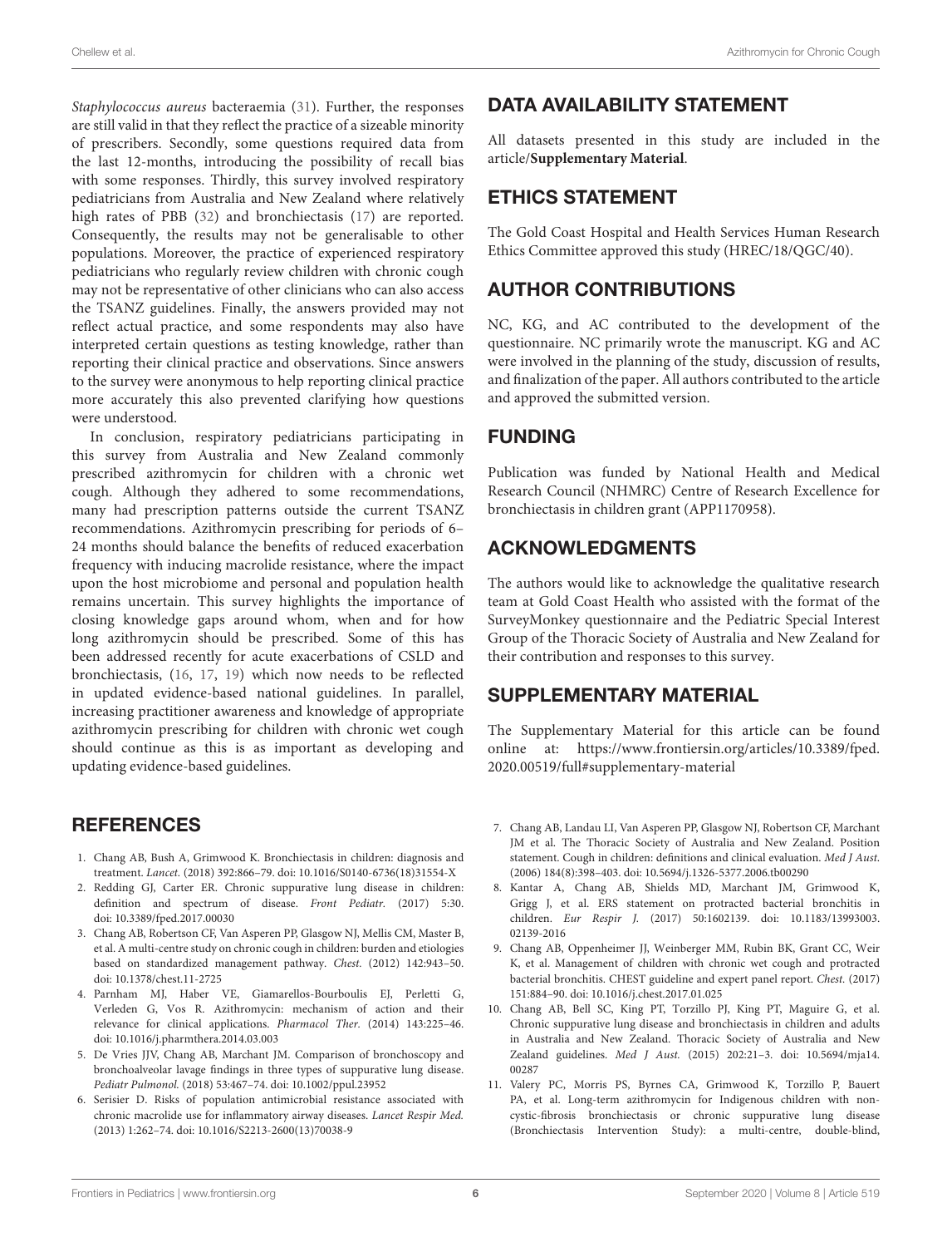*Staphylococcus aureus* bacteraemia (31). Further, the responses are still valid in that they reflect the practice of a sizeable minority of prescribers. Secondly, some questions required data from the last 12-months, introducing the possibility of recall bias with some responses. Thirdly, this survey involved respiratory pediatricians from Australia and New Zealand where relatively high rates of PBB (32) and bronchiectasis (17) are reported. Consequently, the results may not be generalisable to other populations. Moreover, the practice of experienced respiratory pediatricians who regularly review children with chronic cough may not be representative of other clinicians who can also access the TSANZ guidelines. Finally, the answers provided may not reflect actual practice, and some respondents may also have interpreted certain questions as testing knowledge, rather than reporting their clinical practice and observations. Since answers to the survey were anonymous to help reporting clinical practice more accurately this also prevented clarifying how questions were understood.

In conclusion, respiratory pediatricians participating in this survey from Australia and New Zealand commonly prescribed azithromycin for children with a chronic wet cough. Although they adhered to some recommendations, many had prescription patterns outside the current TSANZ recommendations. Azithromycin prescribing for periods of 6–24 months should balance the benefits of reduced exacerbation frequency with inducing macrolide resistance, where the impact upon the host microbiome and personal and population health remains uncertain. This survey highlights the importance of closing knowledge gaps around whom, when and for how long azithromycin should be prescribed. Some of this has been addressed recently for acute exacerbations of CSLD and bronchiectasis, (16, 17, 19) which now needs to be reflected in updated evidence-based national guidelines. In parallel, increasing practitioner awareness and knowledge of appropriate azithromycin prescribing for children with chronic wet cough should continue as this is as important as developing and updating evidence-based guidelines.

## DATA AVAILABILITY STATEMENT

All datasets presented in this study are included in the article/**Supplementary Material**.

## ETHICS STATEMENT

The Gold Coast Hospital and Health Services Human Research Ethics Committee approved this study (HREC/18/QGC/40).

## AUTHOR CONTRIBUTIONS

NC, KG, and AC contributed to the development of the questionnaire. NC primarily wrote the manuscript. KG and AC were involved in the planning of the study, discussion of results, and finalization of the paper. All authors contributed to the article and approved the submitted version.

## FUNDING

Publication was funded by National Health and Medical Research Council (NHMRC) Centre of Research Excellence for bronchiectasis in children grant (APP1170958).

## ACKNOWLEDGMENTS

The authors would like to acknowledge the qualitative research team at Gold Coast Health who assisted with the format of the SurveyMonkey questionnaire and the Pediatric Special Interest Group of the Thoracic Society of Australia and New Zealand for their contribution and responses to this survey.

## SUPPLEMENTARY MATERIAL

The Supplementary Material for this article can be found online at: https://www.frontiersin.org/articles/10.3389/fped.2020.00519/full#supplementary-material

## REFERENCES

1. Chang AB, Bush A, Grimwood K. Bronchiectasis in children: diagnosis and treatment. *Lancet.* (2018) 392:866–79. doi: 10.1016/S0140-6736(18)31554-X
2. Redding GJ, Carter ER. Chronic suppurative lung disease in children: definition and spectrum of disease. *Front Pediatr.* (2017) 5:30. doi: 10.3389/fped.2017.00030
3. Chang AB, Robertson CF, Van Asperen PP, Glasgow NJ, Mellis CM, Master B, et al. A multi-centre study on chronic cough in children: burden and etiologies based on standardized management pathway. *Chest.* (2012) 142:943–50. doi: 10.1378/chest.11-2725
4. Parnham MJ, Haber VE, Giamarellos-Bourboulis EJ, Perletti G, Verleden G, Vos R. Azithromycin: mechanism of action and their relevance for clinical applications. *Pharmacol Ther.* (2014) 143:225–46. doi: 10.1016/j.pharmthera.2014.03.003
5. De Vries JJV, Chang AB, Marchant JM. Comparison of bronchoscopy and bronchoalveolar lavage findings in three types of suppurative lung disease. *Pediatr Pulmonol.* (2018) 53:467–74. doi: 10.1002/ppul.23952
6. Serisier D. Risks of population antimicrobial resistance associated with chronic macrolide use for inflammatory airway diseases. *Lancet Respir Med.* (2013) 1:262–74. doi: 10.1016/S2213-2600(13)70038-9
7. Chang AB, Landau LI, Van Asperen PP, Glasgow NJ, Robertson CF, Marchant JM et al. The Thoracic Society of Australia and New Zealand. Position statement. Cough in children: definitions and clinical evaluation. *Med J Aust.* (2006) 184(8):398–403. doi: 10.5694/j.1326-5377.2006.tb00290
8. Kantar A, Chang AB, Shields MD, Marchant JM, Grimwood K, Grigg J, et al. ERS statement on protracted bacterial bronchitis in children. *Eur Respir J.* (2017) 50:1602139. doi: 10.1183/13993003.02139-2016
9. Chang AB, Oppenheimer JJ, Weinberger MM, Rubin BK, Grant CC, Weir K, et al. Management of children with chronic wet cough and protracted bacterial bronchitis. CHEST guideline and expert panel report. *Chest.* (2017) 151:884–90. doi: 10.1016/j.chest.2017.01.025
10. Chang AB, Bell SC, King PT, Torzillo PJ, King PT, Maguire G, et al. Chronic suppurative lung disease and bronchiectasis in children and adults in Australia and New Zealand. Thoracic Society of Australia and New Zealand guidelines. *Med J Aust.* (2015) 202:21–3. doi: 10.5694/mja14.00287
11. Valery PC, Morris PS, Byrnes CA, Grimwood K, Torzillo P, Bauert PA, et al. Long-term azithromycin for Indigenous children with non-cystic-fibrosis bronchiectasis or chronic suppurative lung disease (Bronchiectasis Intervention Study): a multi-centre, double-blind,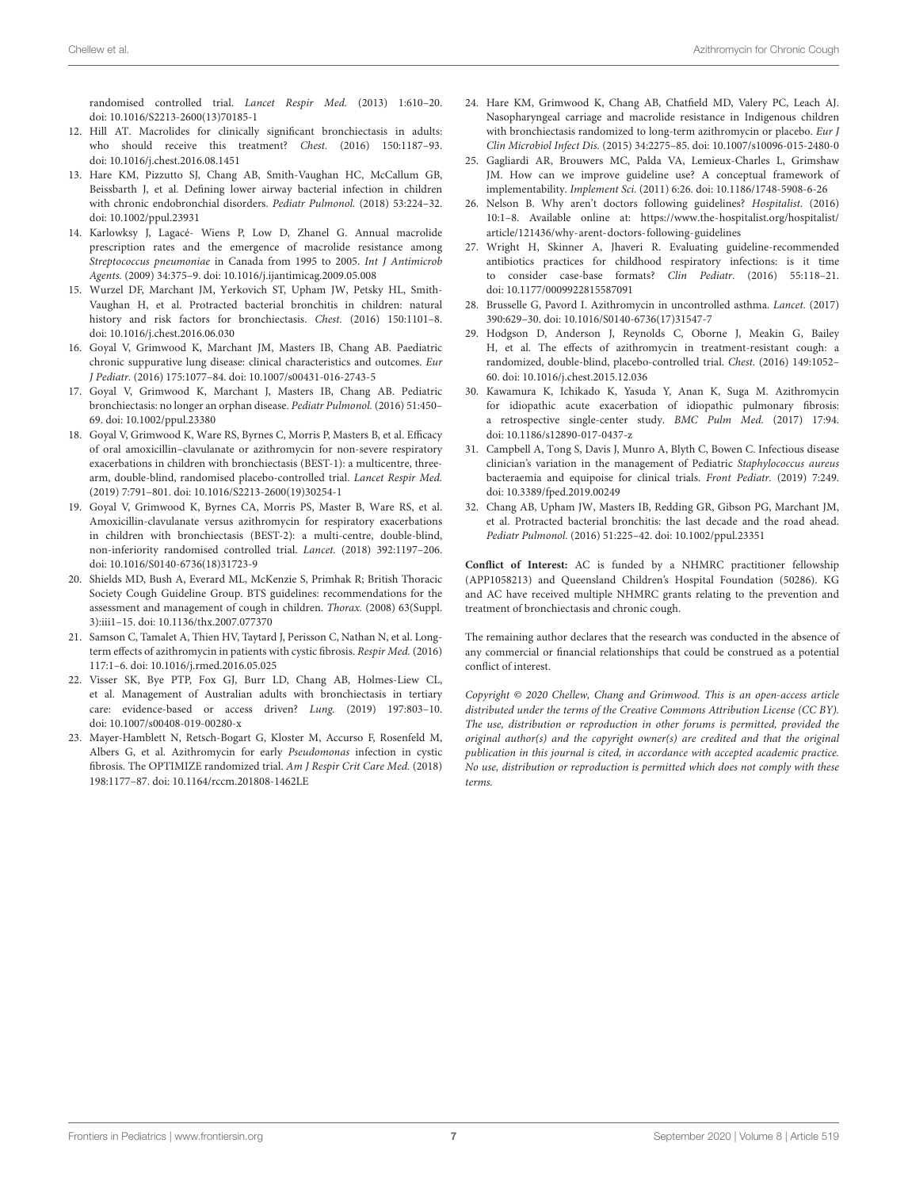randomised controlled trial. *Lancet Respir Med.* (2013) 1:610–20. doi: 10.1016/S2213-2600(13)70185-1

12. Hill AT. Macrolides for clinically significant bronchiectasis in adults: who should receive this treatment? *Chest.* (2016) 150:1187–93. doi: 10.1016/j.chest.2016.08.1451
13. Hare KM, Pizzutto SJ, Chang AB, Smith-Vaughan HC, McCallum GB, Beissbarth J, et al. Defining lower airway bacterial infection in children with chronic endobronchial disorders. *Pediatr Pulmonol.* (2018) 53:224–32. doi: 10.1002/ppul.23931
14. Karlowksy J, Lagacé- Wiens P, Low D, Zhanel G. Annual macrolide prescription rates and the emergence of macrolide resistance among *Streptococcus pneumoniae* in Canada from 1995 to 2005. *Int J Antimicrob Agents.* (2009) 34:375–9. doi: 10.1016/j.ijantimicag.2009.05.008
15. Wurzel DF, Marchant JM, Yerkovich ST, Upham JW, Petsky HL, Smith-Vaughan H, et al. Protracted bacterial bronchitis in children: natural history and risk factors for bronchiectasis. *Chest.* (2016) 150:1101–8. doi: 10.1016/j.chest.2016.06.030
16. Goyal V, Grimwood K, Marchant JM, Masters IB, Chang AB. Paediatric chronic suppurative lung disease: clinical characteristics and outcomes. *Eur J Pediatr.* (2016) 175:1077–84. doi: 10.1007/s00431-016-2743-5
17. Goyal V, Grimwood K, Marchant J, Masters IB, Chang AB. Pediatric bronchiectasis: no longer an orphan disease. *Pediatr Pulmonol.* (2016) 51:450–69. doi: 10.1002/ppul.23380
18. Goyal V, Grimwood K, Ware RS, Byrnes C, Morris P, Masters B, et al. Efficacy of oral amoxicillin–clavulanate or azithromycin for non-severe respiratory exacerbations in children with bronchiectasis (BEST-1): a multicentre, three-arm, double-blind, randomised placebo-controlled trial. *Lancet Respir Med.* (2019) 7:791–801. doi: 10.1016/S2213-2600(19)30254-1
19. Goyal V, Grimwood K, Byrnes CA, Morris PS, Master B, Ware RS, et al. Amoxicillin-clavulanate versus azithromycin for respiratory exacerbations in children with bronchiectasis (BEST-2): a multi-centre, double-blind, non-inferiority randomised controlled trial. *Lancet.* (2018) 392:1197–206. doi: 10.1016/S0140-6736(18)31723-9
20. Shields MD, Bush A, Everard ML, McKenzie S, Primhak R; British Thoracic Society Cough Guideline Group. BTS guidelines: recommendations for the assessment and management of cough in children. *Thorax.* (2008) 63(Suppl. 3):iii1–15. doi: 10.1136/thx.2007.077370
21. Samson C, Tamalet A, Thien HV, Taytard J, Perisson C, Nathan N, et al. Long-term effects of azithromycin in patients with cystic fibrosis. *Respir Med.* (2016) 117:1–6. doi: 10.1016/j.rmed.2016.05.025
22. Visser SK, Bye PTP, Fox GJ, Burr LD, Chang AB, Holmes-Liew CL, et al. Management of Australian adults with bronchiectasis in tertiary care: evidence-based or access driven? *Lung.* (2019) 197:803–10. doi: 10.1007/s00408-019-00280-x
23. Mayer-Hamblett N, Retsch-Bogart G, Kloster M, Accurso F, Rosenfeld M, Albers G, et al. Azithromycin for early *Pseudomonas* infection in cystic fibrosis. The OPTIMIZE randomized trial. *Am J Respir Crit Care Med.* (2018) 198:1177–87. doi: 10.1164/rccm.201808-1462LE
24. Hare KM, Grimwood K, Chang AB, Chatfield MD, Valery PC, Leach AJ. Nasopharyngeal carriage and macrolide resistance in Indigenous children with bronchiectasis randomized to long-term azithromycin or placebo. *Eur J Clin Microbiol Infect Dis.* (2015) 34:2275–85. doi: 10.1007/s10096-015-2480-0
25. Gagliardi AR, Brouwers MC, Palda VA, Lemieux-Charles L, Grimshaw JM. How can we improve guideline use? A conceptual framework of implementability. *Implement Sci.* (2011) 6:26. doi: 10.1186/1748-5908-6-26
26. Nelson B. Why aren't doctors following guidelines? *Hospitalist.* (2016) 10:1–8. Available online at: https://www.the-hospitalist.org/hospitalist/article/121436/why-arent-doctors-following-guidelines
27. Wright H, Skinner A, Jhaveri R. Evaluating guideline-recommended antibiotics practices for childhood respiratory infections: is it time to consider case-base formats? *Clin Pediatr.* (2016) 55:118–21. doi: 10.1177/0009922815587091
28. Brusselle G, Pavord I. Azithromycin in uncontrolled asthma. *Lancet.* (2017) 390:629–30. doi: 10.1016/S0140-6736(17)31547-7
29. Hodgson D, Anderson J, Reynolds C, Oborne J, Meakin G, Bailey H, et al. The effects of azithromycin in treatment-resistant cough: a randomized, double-blind, placebo-controlled trial. *Chest.* (2016) 149:1052–60. doi: 10.1016/j.chest.2015.12.036
30. Kawamura K, Ichikado K, Yasuda Y, Anan K, Suga M. Azithromycin for idiopathic acute exacerbation of idiopathic pulmonary fibrosis: a retrospective single-center study. *BMC Pulm Med.* (2017) 17:94. doi: 10.1186/s12890-017-0437-z
31. Campbell A, Tong S, Davis J, Munro A, Blyth C, Bowen C. Infectious disease clinician's variation in the management of Pediatric *Staphylococcus aureus* bacteraemia and equipoise for clinical trials. *Front Pediatr.* (2019) 7:249. doi: 10.3389/fped.2019.00249
32. Chang AB, Upham JW, Masters IB, Redding GR, Gibson PG, Marchant JM, et al. Protracted bacterial bronchitis: the last decade and the road ahead. *Pediatr Pulmonol.* (2016) 51:225–42. doi: 10.1002/ppul.23351

**Conflict of Interest:** AC is funded by a NHMRC practitioner fellowship (APP1058213) and Queensland Children's Hospital Foundation (50286). KG and AC have received multiple NHMRC grants relating to the prevention and treatment of bronchiectasis and chronic cough.

The remaining author declares that the research was conducted in the absence of any commercial or financial relationships that could be construed as a potential conflict of interest.

*Copyright © 2020 Chellew, Chang and Grimwood. This is an open-access article distributed under the terms of the Creative Commons Attribution License (CC BY). The use, distribution or reproduction in other forums is permitted, provided the original author(s) and the copyright owner(s) are credited and that the original publication in this journal is cited, in accordance with accepted academic practice. No use, distribution or reproduction is permitted which does not comply with these terms.*